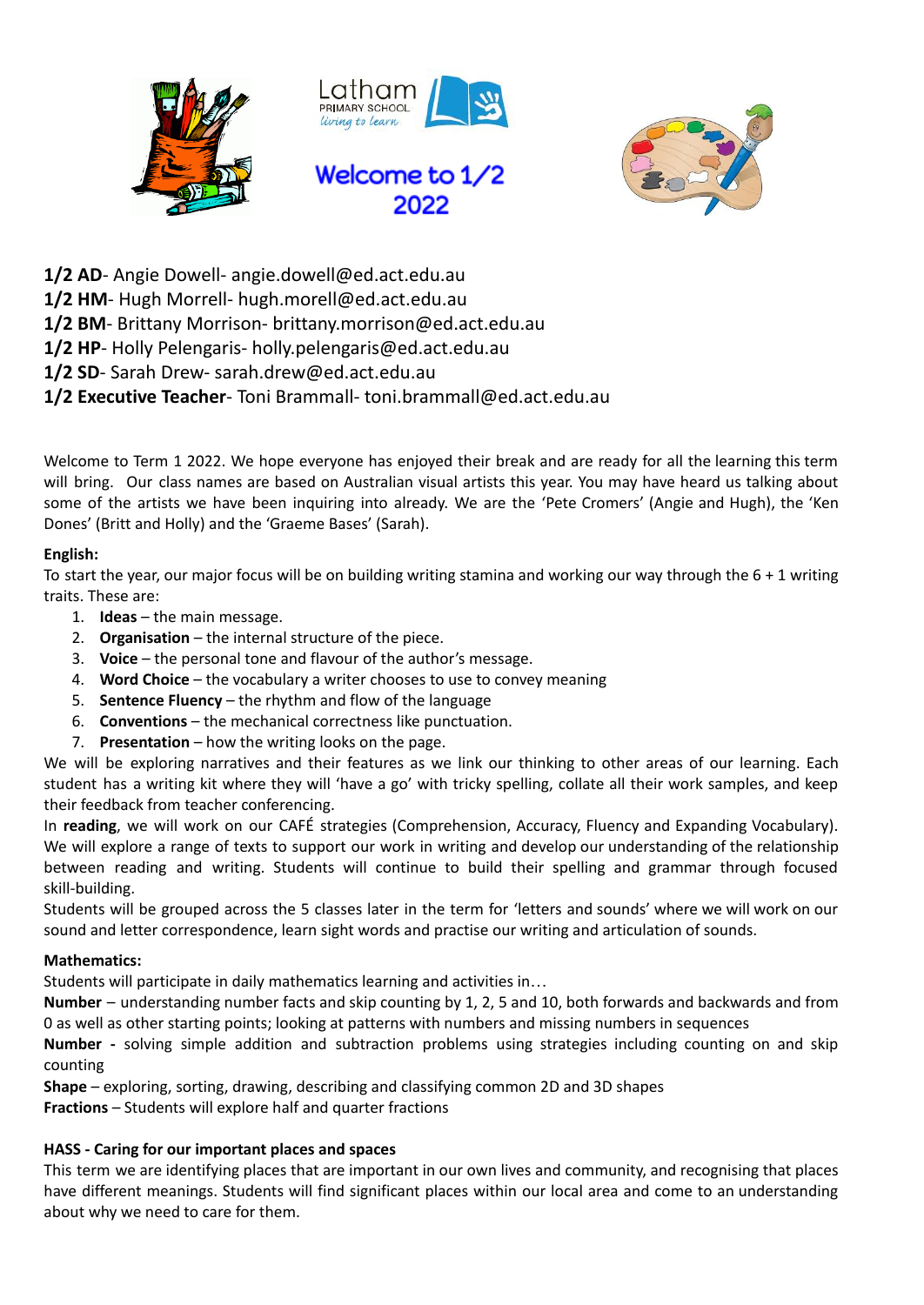Latham
PRIMARY SCHOOL
*living to learn*

# Welcome to 1/2 2022

**1/2 AD**- Angie Dowell- angie.dowell@ed.act.edu.au
**1/2 HM**- Hugh Morrell- hugh.morell@ed.act.edu.au
**1/2 BM**- Brittany Morrison- brittany.morrison@ed.act.edu.au
**1/2 HP**- Holly Pelengaris- holly.pelengaris@ed.act.edu.au
**1/2 SD**- Sarah Drew- sarah.drew@ed.act.edu.au
**1/2 Executive Teacher**- Toni Brammall- toni.brammall@ed.act.edu.au

Welcome to Term 1 2022. We hope everyone has enjoyed their break and are ready for all the learning this term will bring. Our class names are based on Australian visual artists this year. You may have heard us talking about some of the artists we have been inquiring into already. We are the 'Pete Cromers' (Angie and Hugh), the 'Ken Dones' (Britt and Holly) and the 'Graeme Bases' (Sarah).

**English:**
To start the year, our major focus will be on building writing stamina and working our way through the 6 + 1 writing traits. These are:

1. **Ideas** – the main message.
2. **Organisation** – the internal structure of the piece.
3. **Voice** – the personal tone and flavour of the author's message.
4. **Word Choice** – the vocabulary a writer chooses to use to convey meaning
5. **Sentence Fluency** – the rhythm and flow of the language
6. **Conventions** – the mechanical correctness like punctuation.
7. **Presentation** – how the writing looks on the page.

We will be exploring narratives and their features as we link our thinking to other areas of our learning. Each student has a writing kit where they will 'have a go' with tricky spelling, collate all their work samples, and keep their feedback from teacher conferencing.
In **reading**, we will work on our CAFÉ strategies (Comprehension, Accuracy, Fluency and Expanding Vocabulary). We will explore a range of texts to support our work in writing and develop our understanding of the relationship between reading and writing. Students will continue to build their spelling and grammar through focused skill-building.
Students will be grouped across the 5 classes later in the term for 'letters and sounds' where we will work on our sound and letter correspondence, learn sight words and practise our writing and articulation of sounds.

**Mathematics:**
Students will participate in daily mathematics learning and activities in…
**Number** – understanding number facts and skip counting by 1, 2, 5 and 10, both forwards and backwards and from 0 as well as other starting points; looking at patterns with numbers and missing numbers in sequences
**Number -** solving simple addition and subtraction problems using strategies including counting on and skip counting
**Shape** – exploring, sorting, drawing, describing and classifying common 2D and 3D shapes
**Fractions** – Students will explore half and quarter fractions

**HASS - Caring for our important places and spaces**
This term we are identifying places that are important in our own lives and community, and recognising that places have different meanings. Students will find significant places within our local area and come to an understanding about why we need to care for them.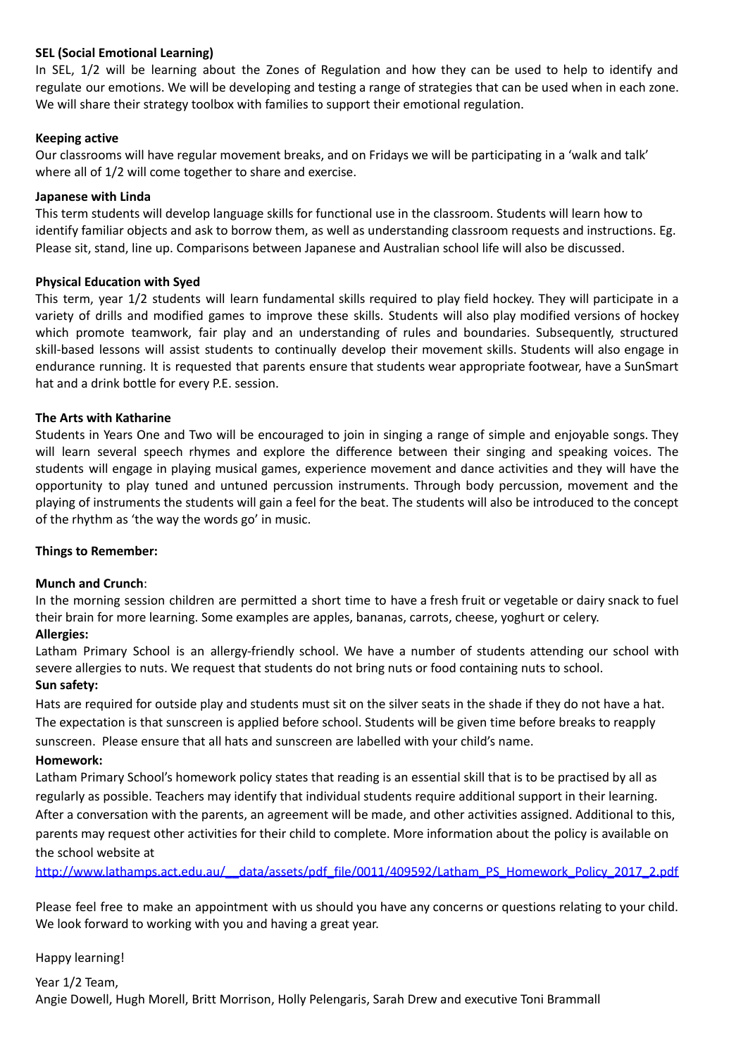**SEL (Social Emotional Learning)**

In SEL, 1/2 will be learning about the Zones of Regulation and how they can be used to help to identify and regulate our emotions. We will be developing and testing a range of strategies that can be used when in each zone. We will share their strategy toolbox with families to support their emotional regulation.

**Keeping active**

Our classrooms will have regular movement breaks, and on Fridays we will be participating in a 'walk and talk' where all of 1/2 will come together to share and exercise.

**Japanese with Linda**

This term students will develop language skills for functional use in the classroom. Students will learn how to identify familiar objects and ask to borrow them, as well as understanding classroom requests and instructions. Eg. Please sit, stand, line up. Comparisons between Japanese and Australian school life will also be discussed.

**Physical Education with Syed**

This term, year 1/2 students will learn fundamental skills required to play field hockey. They will participate in a variety of drills and modified games to improve these skills. Students will also play modified versions of hockey which promote teamwork, fair play and an understanding of rules and boundaries. Subsequently, structured skill-based lessons will assist students to continually develop their movement skills. Students will also engage in endurance running. It is requested that parents ensure that students wear appropriate footwear, have a SunSmart hat and a drink bottle for every P.E. session.

**The Arts with Katharine**

Students in Years One and Two will be encouraged to join in singing a range of simple and enjoyable songs. They will learn several speech rhymes and explore the difference between their singing and speaking voices. The students will engage in playing musical games, experience movement and dance activities and they will have the opportunity to play tuned and untuned percussion instruments. Through body percussion, movement and the playing of instruments the students will gain a feel for the beat. The students will also be introduced to the concept of the rhythm as 'the way the words go' in music.

**Things to Remember:**

**Munch and Crunch**:

In the morning session children are permitted a short time to have a fresh fruit or vegetable or dairy snack to fuel their brain for more learning. Some examples are apples, bananas, carrots, cheese, yoghurt or celery.

**Allergies:**

Latham Primary School is an allergy-friendly school. We have a number of students attending our school with severe allergies to nuts. We request that students do not bring nuts or food containing nuts to school.

**Sun safety:**

Hats are required for outside play and students must sit on the silver seats in the shade if they do not have a hat. The expectation is that sunscreen is applied before school. Students will be given time before breaks to reapply sunscreen. Please ensure that all hats and sunscreen are labelled with your child's name.

**Homework:**

Latham Primary School's homework policy states that reading is an essential skill that is to be practised by all as regularly as possible. Teachers may identify that individual students require additional support in their learning. After a conversation with the parents, an agreement will be made, and other activities assigned. Additional to this, parents may request other activities for their child to complete. More information about the policy is available on the school website at

http://www.lathamps.act.edu.au/__data/assets/pdf_file/0011/409592/Latham_PS_Homework_Policy_2017_2.pdf

Please feel free to make an appointment with us should you have any concerns or questions relating to your child. We look forward to working with you and having a great year.

Happy learning!

Year 1/2 Team,
Angie Dowell, Hugh Morell, Britt Morrison, Holly Pelengaris, Sarah Drew and executive Toni Brammall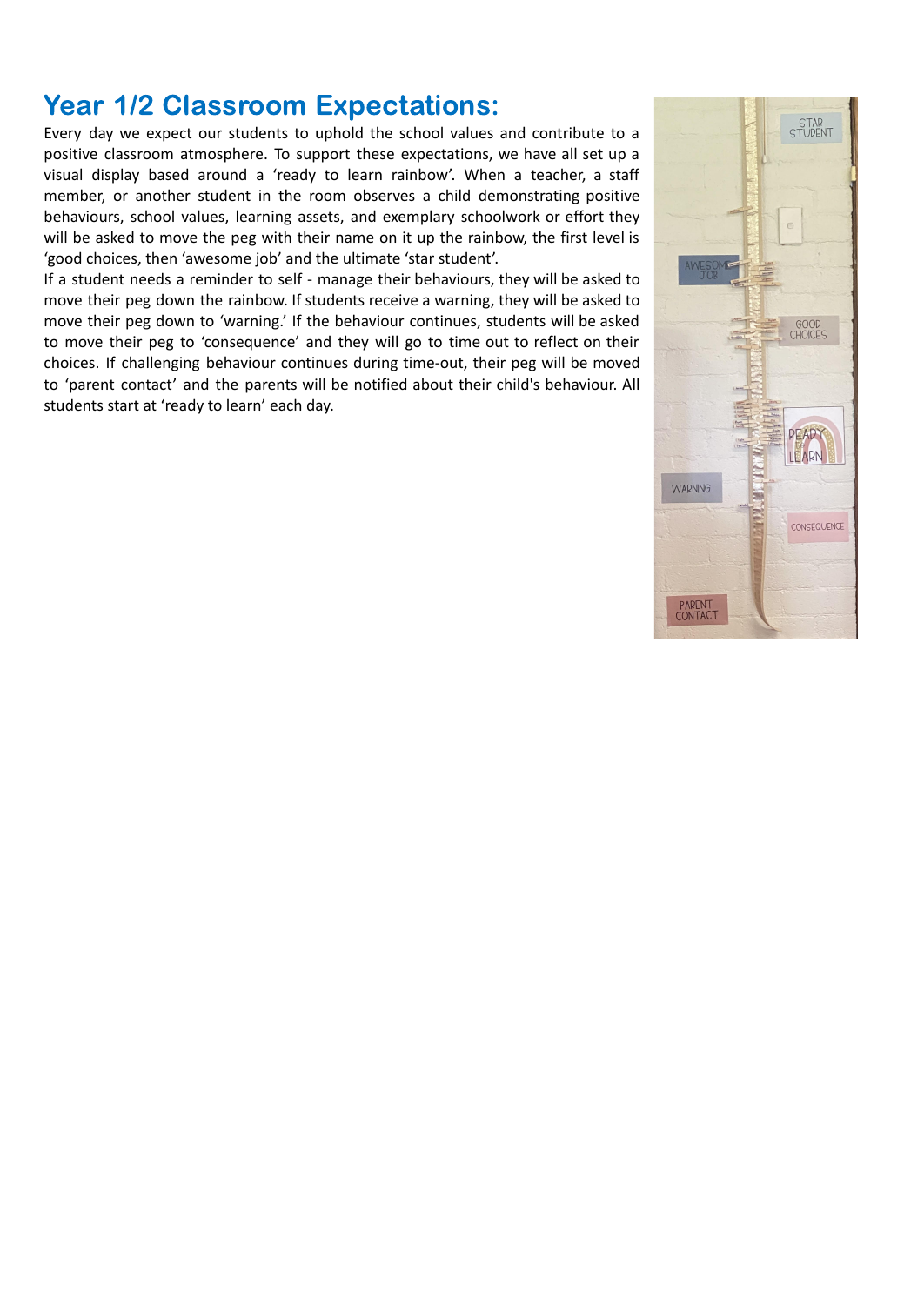## Year 1/2 Classroom Expectations:

Every day we expect our students to uphold the school values and contribute to a positive classroom atmosphere. To support these expectations, we have all set up a visual display based around a 'ready to learn rainbow'. When a teacher, a staff member, or another student in the room observes a child demonstrating positive behaviours, school values, learning assets, and exemplary schoolwork or effort they will be asked to move the peg with their name on it up the rainbow, the first level is 'good choices, then 'awesome job' and the ultimate 'star student'.

If a student needs a reminder to self - manage their behaviours, they will be asked to move their peg down the rainbow. If students receive a warning, they will be asked to move their peg down to 'warning.' If the behaviour continues, students will be asked to move their peg to 'consequence' and they will go to time out to reflect on their choices. If challenging behaviour continues during time-out, their peg will be moved to 'parent contact' and the parents will be notified about their child's behaviour. All students start at 'ready to learn' each day.